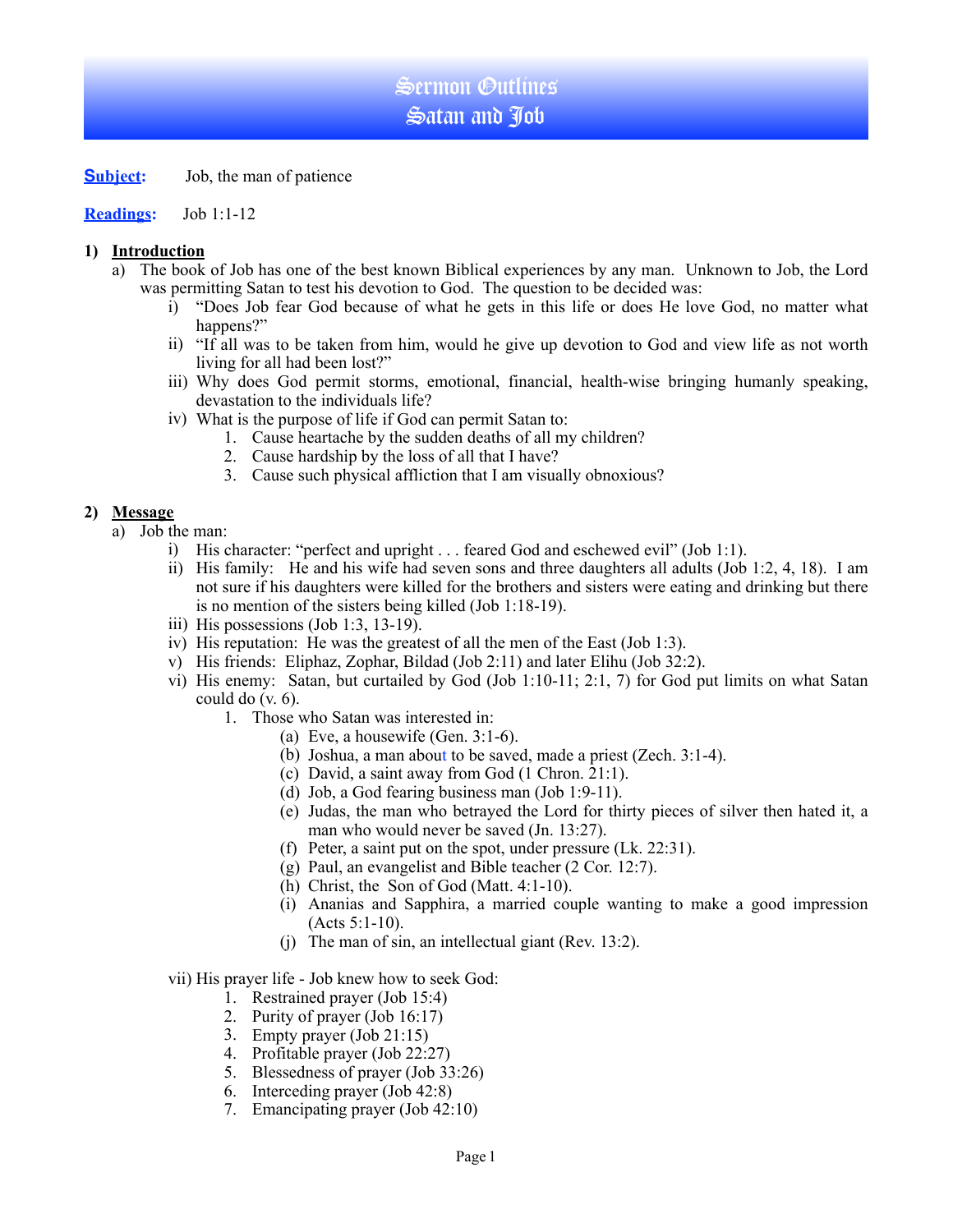# Sermon Outlines
# Satan and Job

**Subject:** Job, the man of patience

**Readings:** Job 1:1-12

## 1) Introduction

a) The book of Job has one of the best known Biblical experiences by any man. Unknown to Job, the Lord was permitting Satan to test his devotion to God. The question to be decided was:

   i) "Does Job fear God because of what he gets in this life or does He love God, no matter what happens?"

   ii) "If all was to be taken from him, would he give up devotion to God and view life as not worth living for all had been lost?"

   iii) Why does God permit storms, emotional, financial, health-wise bringing humanly speaking, devastation to the individuals life?

   iv) What is the purpose of life if God can permit Satan to:

      1. Cause heartache by the sudden deaths of all my children?
      2. Cause hardship by the loss of all that I have?
      3. Cause such physical affliction that I am visually obnoxious?

## 2) Message

a) Job the man:

   i) His character: "perfect and upright . . . feared God and eschewed evil" (Job 1:1).

   ii) His family: He and his wife had seven sons and three daughters all adults (Job 1:2, 4, 18). I am not sure if his daughters were killed for the brothers and sisters were eating and drinking but there is no mention of the sisters being killed (Job 1:18-19).

   iii) His possessions (Job 1:3, 13-19).

   iv) His reputation: He was the greatest of all the men of the East (Job 1:3).

   v) His friends: Eliphaz, Zophar, Bildad (Job 2:11) and later Elihu (Job 32:2).

   vi) His enemy: Satan, but curtailed by God (Job 1:10-11; 2:1, 7) for God put limits on what Satan could do (v. 6).

      1. Those who Satan was interested in:
         (a) Eve, a housewife (Gen. 3:1-6).
         (b) Joshua, a man about to be saved, made a priest (Zech. 3:1-4).
         (c) David, a saint away from God (1 Chron. 21:1).
         (d) Job, a God fearing business man (Job 1:9-11).
         (e) Judas, the man who betrayed the Lord for thirty pieces of silver then hated it, a man who would never be saved (Jn. 13:27).
         (f) Peter, a saint put on the spot, under pressure (Lk. 22:31).
         (g) Paul, an evangelist and Bible teacher (2 Cor. 12:7).
         (h) Christ, the Son of God (Matt. 4:1-10).
         (i) Ananias and Sapphira, a married couple wanting to make a good impression (Acts 5:1-10).
         (j) The man of sin, an intellectual giant (Rev. 13:2).

   vii) His prayer life - Job knew how to seek God:

      1. Restrained prayer (Job 15:4)
      2. Purity of prayer (Job 16:17)
      3. Empty prayer (Job 21:15)
      4. Profitable prayer (Job 22:27)
      5. Blessedness of prayer (Job 33:26)
      6. Interceding prayer (Job 42:8)
      7. Emancipating prayer (Job 42:10)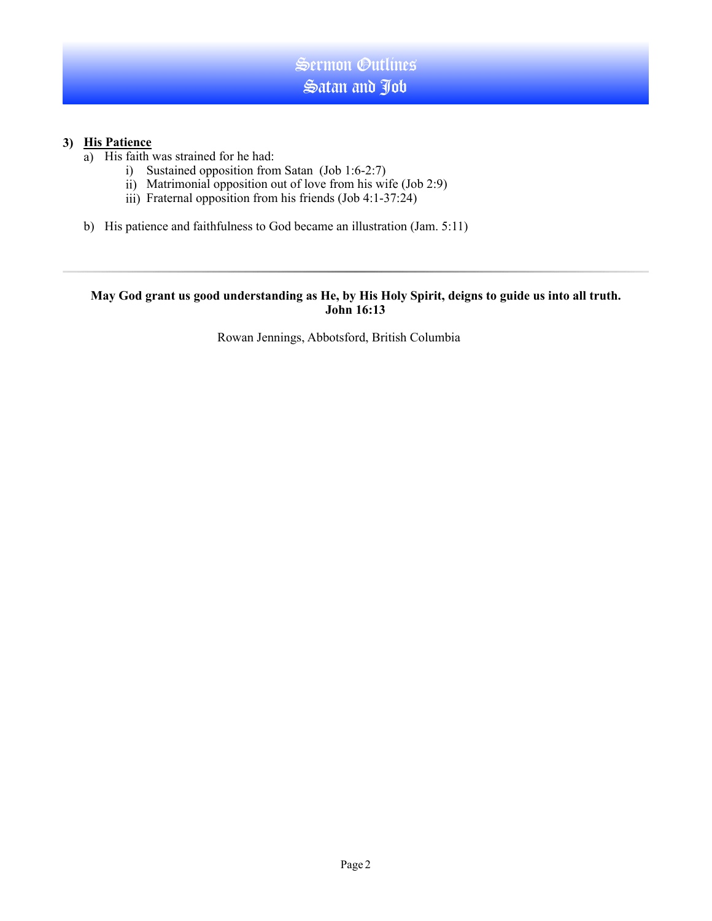**3) <u>His Patience</u>**

a) His faith was strained for he had:
   i) Sustained opposition from Satan (Job 1:6-2:7)
   ii) Matrimonial opposition out of love from his wife (Job 2:9)
   iii) Fraternal opposition from his friends (Job 4:1-37:24)

b) His patience and faithfulness to God became an illustration (Jam. 5:11)

---

**May God grant us good understanding as He, by His Holy Spirit, deigns to guide us into all truth. John 16:13**

Rowan Jennings, Abbotsford, British Columbia